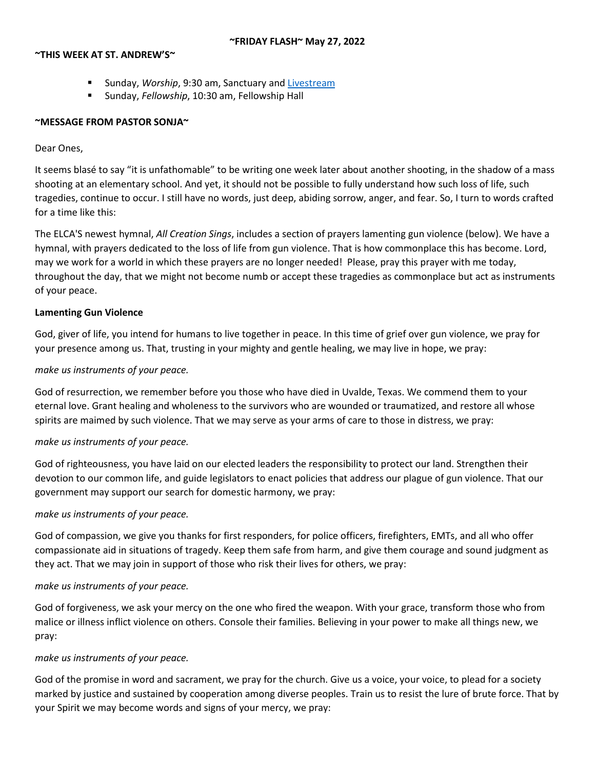**~FRIDAY FLASH~ May 27, 2022**

**~THIS WEEK AT ST. ANDREW'S~**

- Sunday, *Worship*, 9:30 am, Sanctuary and Livestream
- Sunday, *Fellowship*, 10:30 am, Fellowship Hall

**~MESSAGE FROM PASTOR SONJA~**

Dear Ones,

It seems blasé to say "it is unfathomable" to be writing one week later about another shooting, in the shadow of a mass shooting at an elementary school. And yet, it should not be possible to fully understand how such loss of life, such tragedies, continue to occur. I still have no words, just deep, abiding sorrow, anger, and fear. So, I turn to words crafted for a time like this:

The ELCA'S newest hymnal, *All Creation Sings*, includes a section of prayers lamenting gun violence (below). We have a hymnal, with prayers dedicated to the loss of life from gun violence. That is how commonplace this has become. Lord, may we work for a world in which these prayers are no longer needed! Please, pray this prayer with me today, throughout the day, that we might not become numb or accept these tragedies as commonplace but act as instruments of your peace.

**Lamenting Gun Violence**

God, giver of life, you intend for humans to live together in peace. In this time of grief over gun violence, we pray for your presence among us. That, trusting in your mighty and gentle healing, we may live in hope, we pray:

*make us instruments of your peace.*

God of resurrection, we remember before you those who have died in Uvalde, Texas. We commend them to your eternal love. Grant healing and wholeness to the survivors who are wounded or traumatized, and restore all whose spirits are maimed by such violence. That we may serve as your arms of care to those in distress, we pray:

*make us instruments of your peace.*

God of righteousness, you have laid on our elected leaders the responsibility to protect our land. Strengthen their devotion to our common life, and guide legislators to enact policies that address our plague of gun violence. That our government may support our search for domestic harmony, we pray:

*make us instruments of your peace.*

God of compassion, we give you thanks for first responders, for police officers, firefighters, EMTs, and all who offer compassionate aid in situations of tragedy. Keep them safe from harm, and give them courage and sound judgment as they act. That we may join in support of those who risk their lives for others, we pray:

*make us instruments of your peace.*

God of forgiveness, we ask your mercy on the one who fired the weapon. With your grace, transform those who from malice or illness inflict violence on others. Console their families. Believing in your power to make all things new, we pray:

*make us instruments of your peace.*

God of the promise in word and sacrament, we pray for the church. Give us a voice, your voice, to plead for a society marked by justice and sustained by cooperation among diverse peoples. Train us to resist the lure of brute force. That by your Spirit we may become words and signs of your mercy, we pray: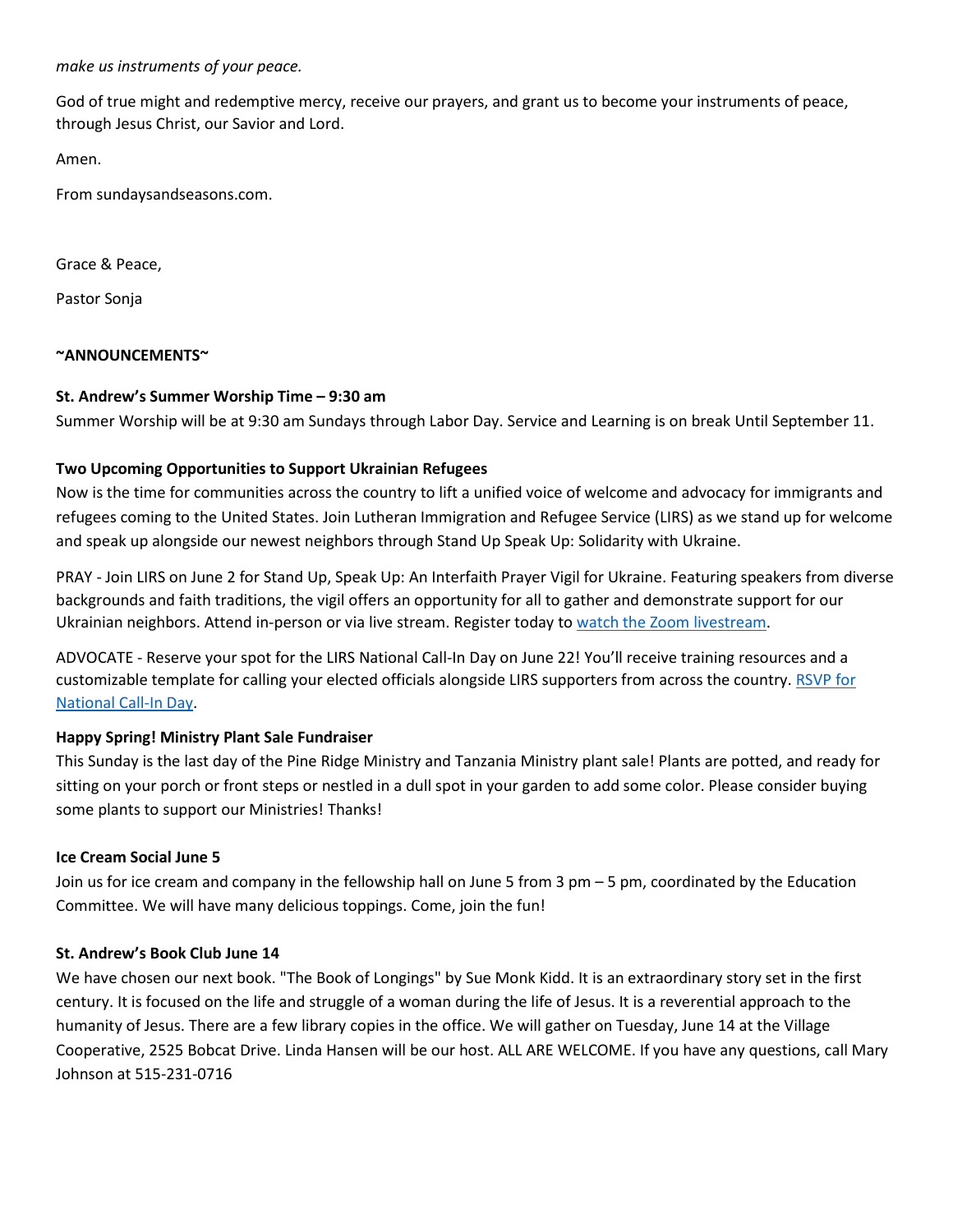*make us instruments of your peace.*

God of true might and redemptive mercy, receive our prayers, and grant us to become your instruments of peace, through Jesus Christ, our Savior and Lord.

Amen.

From sundaysandseasons.com.

Grace & Peace,

Pastor Sonja

**~ANNOUNCEMENTS~**

**St. Andrew's Summer Worship Time – 9:30 am**
Summer Worship will be at 9:30 am Sundays through Labor Day. Service and Learning is on break Until September 11.

**Two Upcoming Opportunities to Support Ukrainian Refugees**
Now is the time for communities across the country to lift a unified voice of welcome and advocacy for immigrants and refugees coming to the United States. Join Lutheran Immigration and Refugee Service (LIRS) as we stand up for welcome and speak up alongside our newest neighbors through Stand Up Speak Up: Solidarity with Ukraine.

PRAY - Join LIRS on June 2 for Stand Up, Speak Up: An Interfaith Prayer Vigil for Ukraine. Featuring speakers from diverse backgrounds and faith traditions, the vigil offers an opportunity for all to gather and demonstrate support for our Ukrainian neighbors. Attend in-person or via live stream. Register today to watch the Zoom livestream.

ADVOCATE - Reserve your spot for the LIRS National Call-In Day on June 22! You'll receive training resources and a customizable template for calling your elected officials alongside LIRS supporters from across the country. RSVP for National Call-In Day.

**Happy Spring! Ministry Plant Sale Fundraiser**
This Sunday is the last day of the Pine Ridge Ministry and Tanzania Ministry plant sale! Plants are potted, and ready for sitting on your porch or front steps or nestled in a dull spot in your garden to add some color. Please consider buying some plants to support our Ministries! Thanks!

**Ice Cream Social June 5**
Join us for ice cream and company in the fellowship hall on June 5 from 3 pm – 5 pm, coordinated by the Education Committee. We will have many delicious toppings. Come, join the fun!

**St. Andrew's Book Club June 14**
We have chosen our next book. "The Book of Longings" by Sue Monk Kidd. It is an extraordinary story set in the first century. It is focused on the life and struggle of a woman during the life of Jesus. It is a reverential approach to the humanity of Jesus. There are a few library copies in the office. We will gather on Tuesday, June 14 at the Village Cooperative, 2525 Bobcat Drive. Linda Hansen will be our host. ALL ARE WELCOME. If you have any questions, call Mary Johnson at 515-231-0716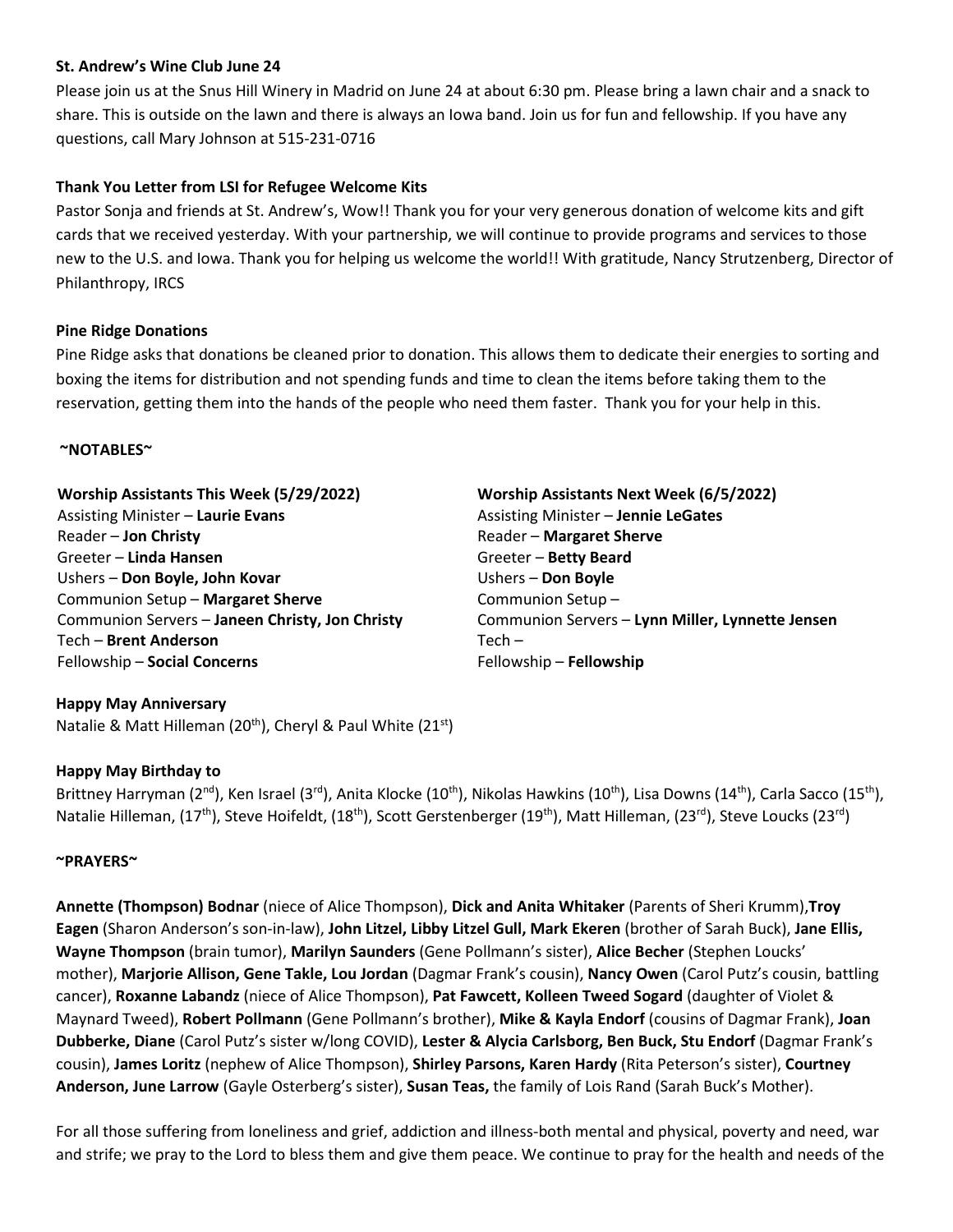**St. Andrew's Wine Club June 24**

Please join us at the Snus Hill Winery in Madrid on June 24 at about 6:30 pm. Please bring a lawn chair and a snack to share. This is outside on the lawn and there is always an Iowa band. Join us for fun and fellowship. If you have any questions, call Mary Johnson at 515-231-0716

**Thank You Letter from LSI for Refugee Welcome Kits**

Pastor Sonja and friends at St. Andrew's, Wow!! Thank you for your very generous donation of welcome kits and gift cards that we received yesterday. With your partnership, we will continue to provide programs and services to those new to the U.S. and Iowa. Thank you for helping us welcome the world!! With gratitude, Nancy Strutzenberg, Director of Philanthropy, IRCS

**Pine Ridge Donations**

Pine Ridge asks that donations be cleaned prior to donation. This allows them to dedicate their energies to sorting and boxing the items for distribution and not spending funds and time to clean the items before taking them to the reservation, getting them into the hands of the people who need them faster. Thank you for your help in this.

**~NOTABLES~**

**Worship Assistants This Week (5/29/2022)**

Assisting Minister – **Laurie Evans**
Reader – **Jon Christy**
Greeter – **Linda Hansen**
Ushers – **Don Boyle, John Kovar**
Communion Setup – **Margaret Sherve**
Communion Servers – **Janeen Christy, Jon Christy**
Tech – **Brent Anderson**
Fellowship – **Social Concerns**

**Worship Assistants Next Week (6/5/2022)**

Assisting Minister – **Jennie LeGates**
Reader – **Margaret Sherve**
Greeter – **Betty Beard**
Ushers – **Don Boyle**
Communion Setup –
Communion Servers – **Lynn Miller, Lynnette Jensen**
Tech –
Fellowship – **Fellowship**

**Happy May Anniversary**

Natalie & Matt Hilleman (20th), Cheryl & Paul White (21st)

**Happy May Birthday to**

Brittney Harryman (2nd), Ken Israel (3rd), Anita Klocke (10th), Nikolas Hawkins (10th), Lisa Downs (14th), Carla Sacco (15th), Natalie Hilleman, (17th), Steve Hoifeldt, (18th), Scott Gerstenberger (19th), Matt Hilleman, (23rd), Steve Loucks (23rd)

**~PRAYERS~**

**Annette (Thompson) Bodnar** (niece of Alice Thompson), **Dick and Anita Whitaker** (Parents of Sheri Krumm),**Troy Eagen** (Sharon Anderson's son-in-law), **John Litzel, Libby Litzel Gull, Mark Ekeren** (brother of Sarah Buck), **Jane Ellis, Wayne Thompson** (brain tumor), **Marilyn Saunders** (Gene Pollmann's sister), **Alice Becher** (Stephen Loucks' mother), **Marjorie Allison, Gene Takle, Lou Jordan** (Dagmar Frank's cousin), **Nancy Owen** (Carol Putz's cousin, battling cancer), **Roxanne Labandz** (niece of Alice Thompson), **Pat Fawcett, Kolleen Tweed Sogard** (daughter of Violet & Maynard Tweed), **Robert Pollmann** (Gene Pollmann's brother), **Mike & Kayla Endorf** (cousins of Dagmar Frank), **Joan Dubberke, Diane** (Carol Putz's sister w/long COVID), **Lester & Alycia Carlsborg, Ben Buck, Stu Endorf** (Dagmar Frank's cousin), **James Loritz** (nephew of Alice Thompson), **Shirley Parsons, Karen Hardy** (Rita Peterson's sister), **Courtney Anderson, June Larrow** (Gayle Osterberg's sister), **Susan Teas,** the family of Lois Rand (Sarah Buck's Mother).

For all those suffering from loneliness and grief, addiction and illness-both mental and physical, poverty and need, war and strife; we pray to the Lord to bless them and give them peace. We continue to pray for the health and needs of the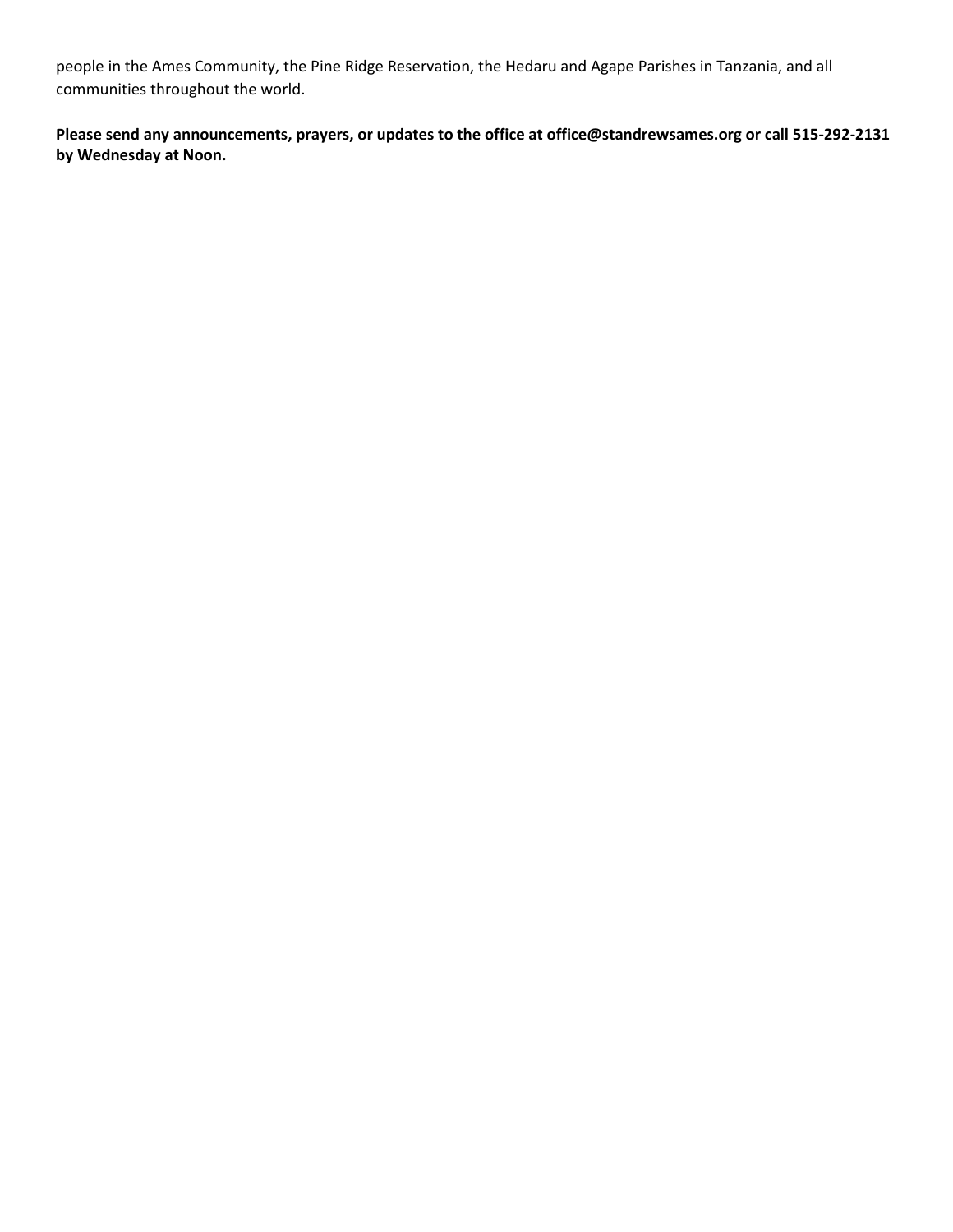people in the Ames Community, the Pine Ridge Reservation, the Hedaru and Agape Parishes in Tanzania, and all communities throughout the world.

**Please send any announcements, prayers, or updates to the office at office@standrewsames.org or call 515-292-2131 by Wednesday at Noon.**